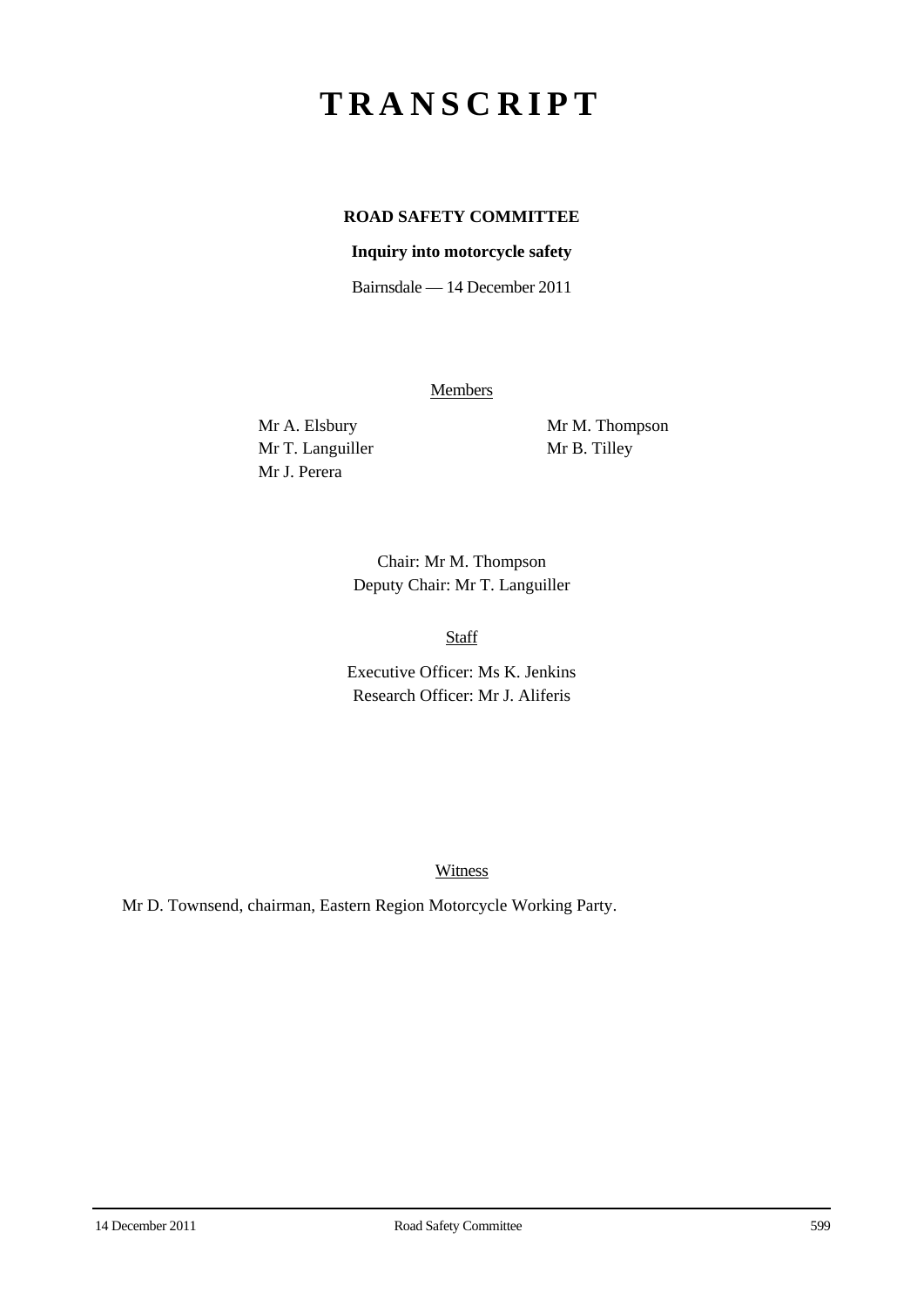# TRANSCRIPT

**ROAD SAFETY COMMITTEE**

**Inquiry into motorcycle safety**

Bairnsdale — 14 December 2011

Members

Mr A. Elsbury
Mr T. Languiller
Mr J. Perera
Mr M. Thompson
Mr B. Tilley

Chair: Mr M. Thompson
Deputy Chair: Mr T. Languiller

Staff

Executive Officer: Ms K. Jenkins
Research Officer: Mr J. Aliferis

Witness

Mr D. Townsend, chairman, Eastern Region Motorcycle Working Party.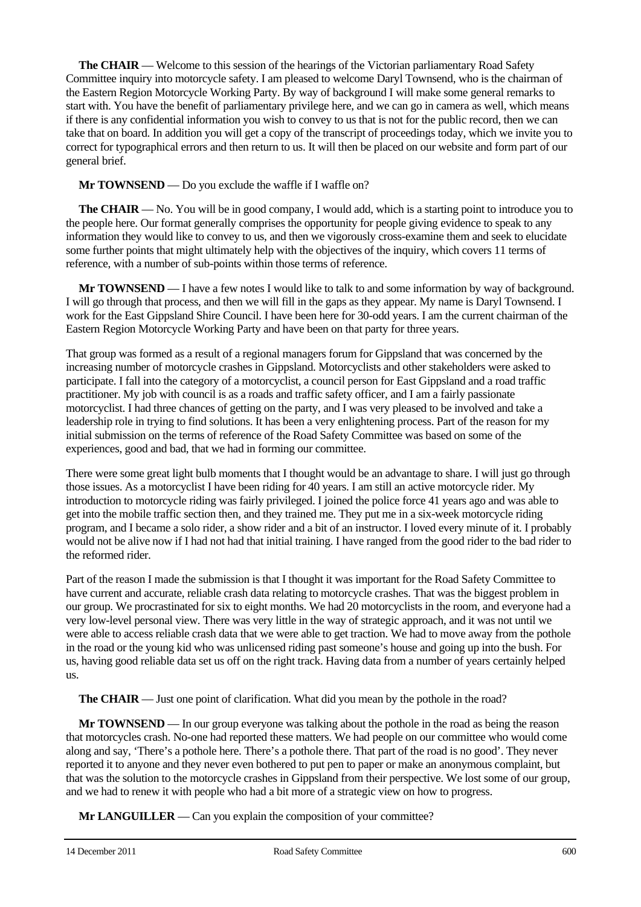**The CHAIR** — Welcome to this session of the hearings of the Victorian parliamentary Road Safety Committee inquiry into motorcycle safety. I am pleased to welcome Daryl Townsend, who is the chairman of the Eastern Region Motorcycle Working Party. By way of background I will make some general remarks to start with. You have the benefit of parliamentary privilege here, and we can go in camera as well, which means if there is any confidential information you wish to convey to us that is not for the public record, then we can take that on board. In addition you will get a copy of the transcript of proceedings today, which we invite you to correct for typographical errors and then return to us. It will then be placed on our website and form part of our general brief.

**Mr TOWNSEND** — Do you exclude the waffle if I waffle on?

**The CHAIR** — No. You will be in good company, I would add, which is a starting point to introduce you to the people here. Our format generally comprises the opportunity for people giving evidence to speak to any information they would like to convey to us, and then we vigorously cross-examine them and seek to elucidate some further points that might ultimately help with the objectives of the inquiry, which covers 11 terms of reference, with a number of sub-points within those terms of reference.

**Mr TOWNSEND** — I have a few notes I would like to talk to and some information by way of background. I will go through that process, and then we will fill in the gaps as they appear. My name is Daryl Townsend. I work for the East Gippsland Shire Council. I have been here for 30-odd years. I am the current chairman of the Eastern Region Motorcycle Working Party and have been on that party for three years.

That group was formed as a result of a regional managers forum for Gippsland that was concerned by the increasing number of motorcycle crashes in Gippsland. Motorcyclists and other stakeholders were asked to participate. I fall into the category of a motorcyclist, a council person for East Gippsland and a road traffic practitioner. My job with council is as a roads and traffic safety officer, and I am a fairly passionate motorcyclist. I had three chances of getting on the party, and I was very pleased to be involved and take a leadership role in trying to find solutions. It has been a very enlightening process. Part of the reason for my initial submission on the terms of reference of the Road Safety Committee was based on some of the experiences, good and bad, that we had in forming our committee.

There were some great light bulb moments that I thought would be an advantage to share. I will just go through those issues. As a motorcyclist I have been riding for 40 years. I am still an active motorcycle rider. My introduction to motorcycle riding was fairly privileged. I joined the police force 41 years ago and was able to get into the mobile traffic section then, and they trained me. They put me in a six-week motorcycle riding program, and I became a solo rider, a show rider and a bit of an instructor. I loved every minute of it. I probably would not be alive now if I had not had that initial training. I have ranged from the good rider to the bad rider to the reformed rider.

Part of the reason I made the submission is that I thought it was important for the Road Safety Committee to have current and accurate, reliable crash data relating to motorcycle crashes. That was the biggest problem in our group. We procrastinated for six to eight months. We had 20 motorcyclists in the room, and everyone had a very low-level personal view. There was very little in the way of strategic approach, and it was not until we were able to access reliable crash data that we were able to get traction. We had to move away from the pothole in the road or the young kid who was unlicensed riding past someone's house and going up into the bush. For us, having good reliable data set us off on the right track. Having data from a number of years certainly helped us.

**The CHAIR** — Just one point of clarification. What did you mean by the pothole in the road?

**Mr TOWNSEND** — In our group everyone was talking about the pothole in the road as being the reason that motorcycles crash. No-one had reported these matters. We had people on our committee who would come along and say, 'There's a pothole here. There's a pothole there. That part of the road is no good'. They never reported it to anyone and they never even bothered to put pen to paper or make an anonymous complaint, but that was the solution to the motorcycle crashes in Gippsland from their perspective. We lost some of our group, and we had to renew it with people who had a bit more of a strategic view on how to progress.

**Mr LANGUILLER** — Can you explain the composition of your committee?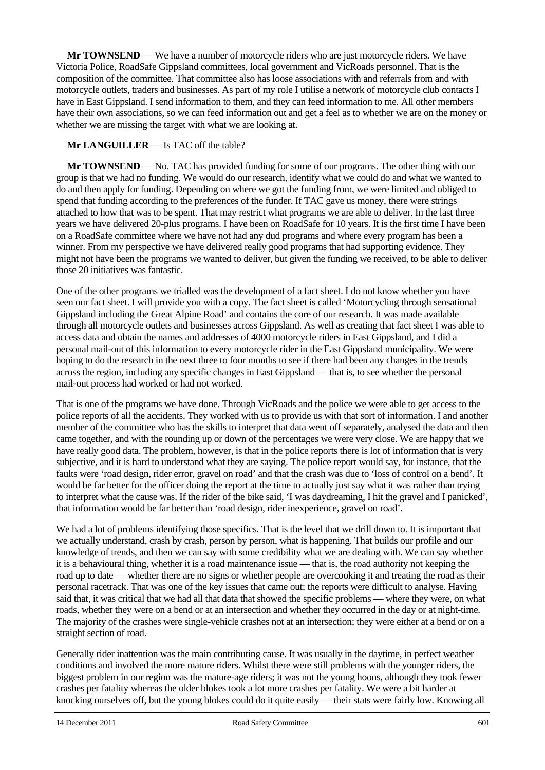**Mr TOWNSEND** — We have a number of motorcycle riders who are just motorcycle riders. We have Victoria Police, RoadSafe Gippsland committees, local government and VicRoads personnel. That is the composition of the committee. That committee also has loose associations with and referrals from and with motorcycle outlets, traders and businesses. As part of my role I utilise a network of motorcycle club contacts I have in East Gippsland. I send information to them, and they can feed information to me. All other members have their own associations, so we can feed information out and get a feel as to whether we are on the money or whether we are missing the target with what we are looking at.

**Mr LANGUILLER** — Is TAC off the table?

**Mr TOWNSEND** — No. TAC has provided funding for some of our programs. The other thing with our group is that we had no funding. We would do our research, identify what we could do and what we wanted to do and then apply for funding. Depending on where we got the funding from, we were limited and obliged to spend that funding according to the preferences of the funder. If TAC gave us money, there were strings attached to how that was to be spent. That may restrict what programs we are able to deliver. In the last three years we have delivered 20-plus programs. I have been on RoadSafe for 10 years. It is the first time I have been on a RoadSafe committee where we have not had any dud programs and where every program has been a winner. From my perspective we have delivered really good programs that had supporting evidence. They might not have been the programs we wanted to deliver, but given the funding we received, to be able to deliver those 20 initiatives was fantastic.

One of the other programs we trialled was the development of a fact sheet. I do not know whether you have seen our fact sheet. I will provide you with a copy. The fact sheet is called 'Motorcycling through sensational Gippsland including the Great Alpine Road' and contains the core of our research. It was made available through all motorcycle outlets and businesses across Gippsland. As well as creating that fact sheet I was able to access data and obtain the names and addresses of 4000 motorcycle riders in East Gippsland, and I did a personal mail-out of this information to every motorcycle rider in the East Gippsland municipality. We were hoping to do the research in the next three to four months to see if there had been any changes in the trends across the region, including any specific changes in East Gippsland — that is, to see whether the personal mail-out process had worked or had not worked.

That is one of the programs we have done. Through VicRoads and the police we were able to get access to the police reports of all the accidents. They worked with us to provide us with that sort of information. I and another member of the committee who has the skills to interpret that data went off separately, analysed the data and then came together, and with the rounding up or down of the percentages we were very close. We are happy that we have really good data. The problem, however, is that in the police reports there is lot of information that is very subjective, and it is hard to understand what they are saying. The police report would say, for instance, that the faults were 'road design, rider error, gravel on road' and that the crash was due to 'loss of control on a bend'. It would be far better for the officer doing the report at the time to actually just say what it was rather than trying to interpret what the cause was. If the rider of the bike said, 'I was daydreaming, I hit the gravel and I panicked', that information would be far better than 'road design, rider inexperience, gravel on road'.

We had a lot of problems identifying those specifics. That is the level that we drill down to. It is important that we actually understand, crash by crash, person by person, what is happening. That builds our profile and our knowledge of trends, and then we can say with some credibility what we are dealing with. We can say whether it is a behavioural thing, whether it is a road maintenance issue — that is, the road authority not keeping the road up to date — whether there are no signs or whether people are overcooking it and treating the road as their personal racetrack. That was one of the key issues that came out; the reports were difficult to analyse. Having said that, it was critical that we had all that data that showed the specific problems — where they were, on what roads, whether they were on a bend or at an intersection and whether they occurred in the day or at night-time. The majority of the crashes were single-vehicle crashes not at an intersection; they were either at a bend or on a straight section of road.

Generally rider inattention was the main contributing cause. It was usually in the daytime, in perfect weather conditions and involved the more mature riders. Whilst there were still problems with the younger riders, the biggest problem in our region was the mature-age riders; it was not the young hoons, although they took fewer crashes per fatality whereas the older blokes took a lot more crashes per fatality. We were a bit harder at knocking ourselves off, but the young blokes could do it quite easily — their stats were fairly low. Knowing all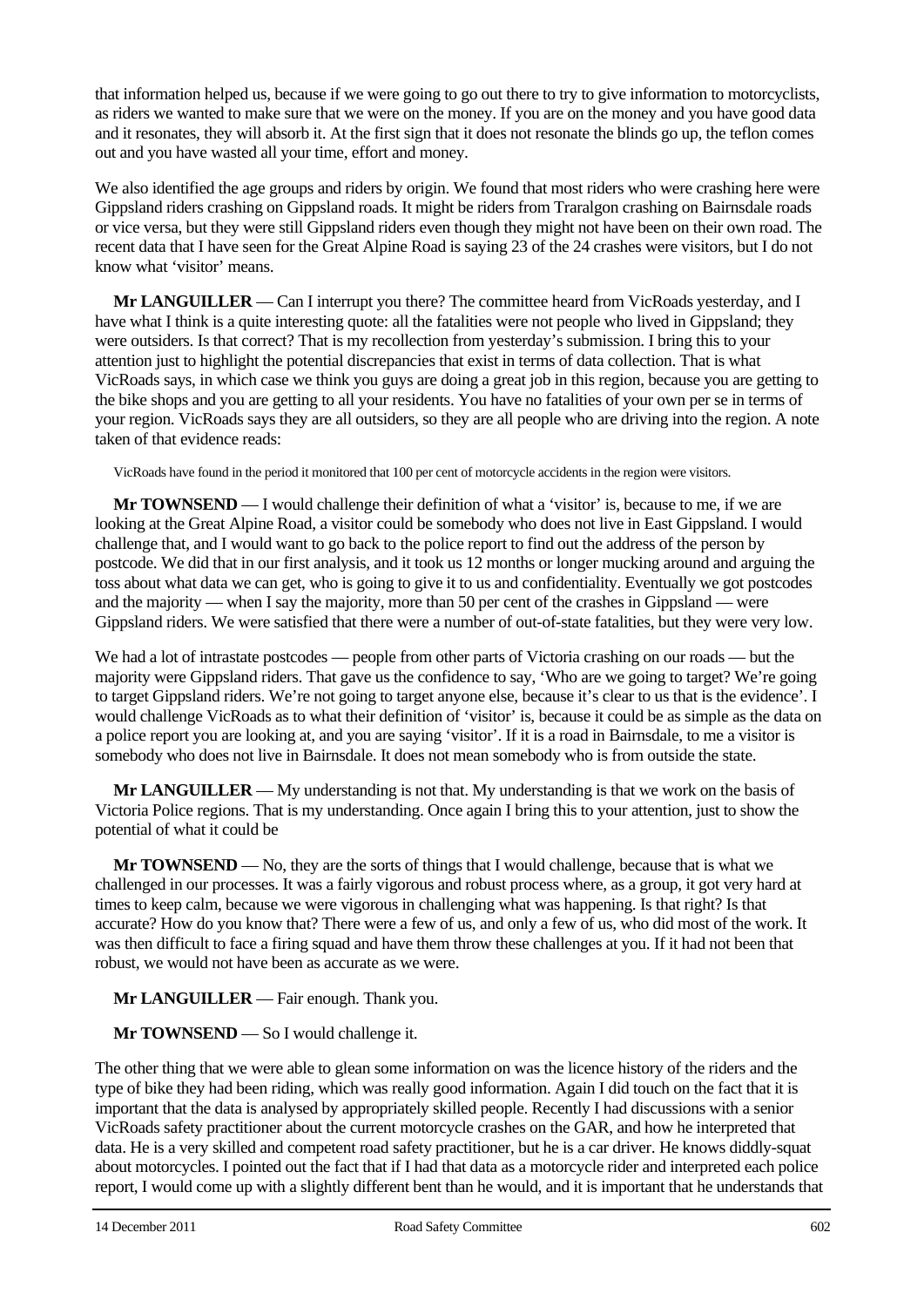that information helped us, because if we were going to go out there to try to give information to motorcyclists, as riders we wanted to make sure that we were on the money. If you are on the money and you have good data and it resonates, they will absorb it. At the first sign that it does not resonate the blinds go up, the teflon comes out and you have wasted all your time, effort and money.

We also identified the age groups and riders by origin. We found that most riders who were crashing here were Gippsland riders crashing on Gippsland roads. It might be riders from Traralgon crashing on Bairnsdale roads or vice versa, but they were still Gippsland riders even though they might not have been on their own road. The recent data that I have seen for the Great Alpine Road is saying 23 of the 24 crashes were visitors, but I do not know what 'visitor' means.

**Mr LANGUILLER** — Can I interrupt you there? The committee heard from VicRoads yesterday, and I have what I think is a quite interesting quote: all the fatalities were not people who lived in Gippsland; they were outsiders. Is that correct? That is my recollection from yesterday's submission. I bring this to your attention just to highlight the potential discrepancies that exist in terms of data collection. That is what VicRoads says, in which case we think you guys are doing a great job in this region, because you are getting to the bike shops and you are getting to all your residents. You have no fatalities of your own per se in terms of your region. VicRoads says they are all outsiders, so they are all people who are driving into the region. A note taken of that evidence reads:

> VicRoads have found in the period it monitored that 100 per cent of motorcycle accidents in the region were visitors.

**Mr TOWNSEND** — I would challenge their definition of what a 'visitor' is, because to me, if we are looking at the Great Alpine Road, a visitor could be somebody who does not live in East Gippsland. I would challenge that, and I would want to go back to the police report to find out the address of the person by postcode. We did that in our first analysis, and it took us 12 months or longer mucking around and arguing the toss about what data we can get, who is going to give it to us and confidentiality. Eventually we got postcodes and the majority — when I say the majority, more than 50 per cent of the crashes in Gippsland — were Gippsland riders. We were satisfied that there were a number of out-of-state fatalities, but they were very low.

We had a lot of intrastate postcodes — people from other parts of Victoria crashing on our roads — but the majority were Gippsland riders. That gave us the confidence to say, 'Who are we going to target? We're going to target Gippsland riders. We're not going to target anyone else, because it's clear to us that is the evidence'. I would challenge VicRoads as to what their definition of 'visitor' is, because it could be as simple as the data on a police report you are looking at, and you are saying 'visitor'. If it is a road in Bairnsdale, to me a visitor is somebody who does not live in Bairnsdale. It does not mean somebody who is from outside the state.

**Mr LANGUILLER** — My understanding is not that. My understanding is that we work on the basis of Victoria Police regions. That is my understanding. Once again I bring this to your attention, just to show the potential of what it could be

**Mr TOWNSEND** — No, they are the sorts of things that I would challenge, because that is what we challenged in our processes. It was a fairly vigorous and robust process where, as a group, it got very hard at times to keep calm, because we were vigorous in challenging what was happening. Is that right? Is that accurate? How do you know that? There were a few of us, and only a few of us, who did most of the work. It was then difficult to face a firing squad and have them throw these challenges at you. If it had not been that robust, we would not have been as accurate as we were.

**Mr LANGUILLER** — Fair enough. Thank you.

**Mr TOWNSEND** — So I would challenge it.

The other thing that we were able to glean some information on was the licence history of the riders and the type of bike they had been riding, which was really good information. Again I did touch on the fact that it is important that the data is analysed by appropriately skilled people. Recently I had discussions with a senior VicRoads safety practitioner about the current motorcycle crashes on the GAR, and how he interpreted that data. He is a very skilled and competent road safety practitioner, but he is a car driver. He knows diddly-squat about motorcycles. I pointed out the fact that if I had that data as a motorcycle rider and interpreted each police report, I would come up with a slightly different bent than he would, and it is important that he understands that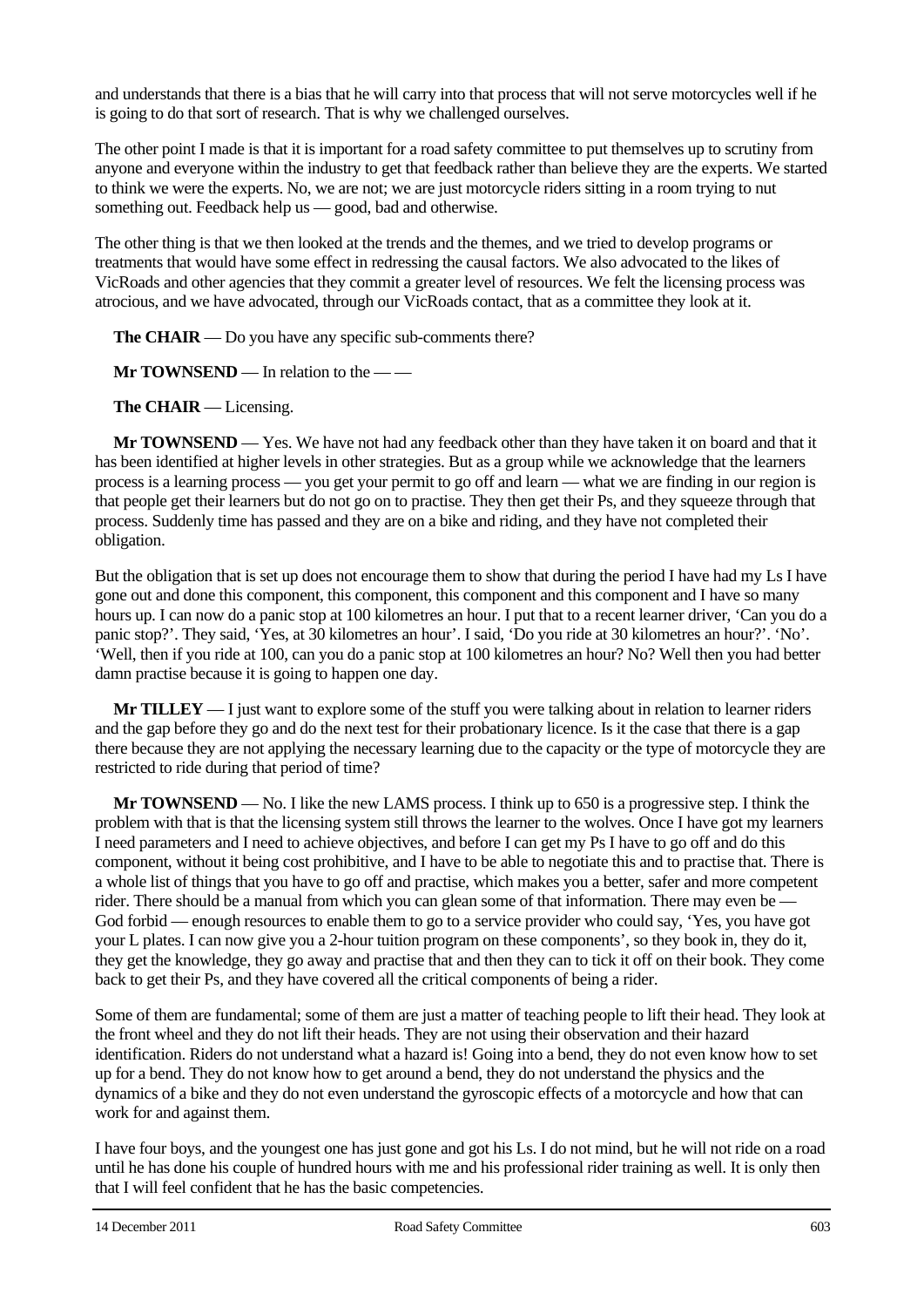and understands that there is a bias that he will carry into that process that will not serve motorcycles well if he is going to do that sort of research. That is why we challenged ourselves.

The other point I made is that it is important for a road safety committee to put themselves up to scrutiny from anyone and everyone within the industry to get that feedback rather than believe they are the experts. We started to think we were the experts. No, we are not; we are just motorcycle riders sitting in a room trying to nut something out. Feedback help us — good, bad and otherwise.

The other thing is that we then looked at the trends and the themes, and we tried to develop programs or treatments that would have some effect in redressing the causal factors. We also advocated to the likes of VicRoads and other agencies that they commit a greater level of resources. We felt the licensing process was atrocious, and we have advocated, through our VicRoads contact, that as a committee they look at it.

**The CHAIR** — Do you have any specific sub-comments there?

**Mr TOWNSEND** — In relation to the — —

**The CHAIR** — Licensing.

**Mr TOWNSEND** — Yes. We have not had any feedback other than they have taken it on board and that it has been identified at higher levels in other strategies. But as a group while we acknowledge that the learners process is a learning process — you get your permit to go off and learn — what we are finding in our region is that people get their learners but do not go on to practise. They then get their Ps, and they squeeze through that process. Suddenly time has passed and they are on a bike and riding, and they have not completed their obligation.

But the obligation that is set up does not encourage them to show that during the period I have had my Ls I have gone out and done this component, this component, this component and this component and I have so many hours up. I can now do a panic stop at 100 kilometres an hour. I put that to a recent learner driver, 'Can you do a panic stop?'. They said, 'Yes, at 30 kilometres an hour'. I said, 'Do you ride at 30 kilometres an hour?'. 'No'. 'Well, then if you ride at 100, can you do a panic stop at 100 kilometres an hour? No? Well then you had better damn practise because it is going to happen one day.

**Mr TILLEY** — I just want to explore some of the stuff you were talking about in relation to learner riders and the gap before they go and do the next test for their probationary licence. Is it the case that there is a gap there because they are not applying the necessary learning due to the capacity or the type of motorcycle they are restricted to ride during that period of time?

**Mr TOWNSEND** — No. I like the new LAMS process. I think up to 650 is a progressive step. I think the problem with that is that the licensing system still throws the learner to the wolves. Once I have got my learners I need parameters and I need to achieve objectives, and before I can get my Ps I have to go off and do this component, without it being cost prohibitive, and I have to be able to negotiate this and to practise that. There is a whole list of things that you have to go off and practise, which makes you a better, safer and more competent rider. There should be a manual from which you can glean some of that information. There may even be — God forbid — enough resources to enable them to go to a service provider who could say, 'Yes, you have got your L plates. I can now give you a 2-hour tuition program on these components', so they book in, they do it, they get the knowledge, they go away and practise that and then they can to tick it off on their book. They come back to get their Ps, and they have covered all the critical components of being a rider.

Some of them are fundamental; some of them are just a matter of teaching people to lift their head. They look at the front wheel and they do not lift their heads. They are not using their observation and their hazard identification. Riders do not understand what a hazard is! Going into a bend, they do not even know how to set up for a bend. They do not know how to get around a bend, they do not understand the physics and the dynamics of a bike and they do not even understand the gyroscopic effects of a motorcycle and how that can work for and against them.

I have four boys, and the youngest one has just gone and got his Ls. I do not mind, but he will not ride on a road until he has done his couple of hundred hours with me and his professional rider training as well. It is only then that I will feel confident that he has the basic competencies.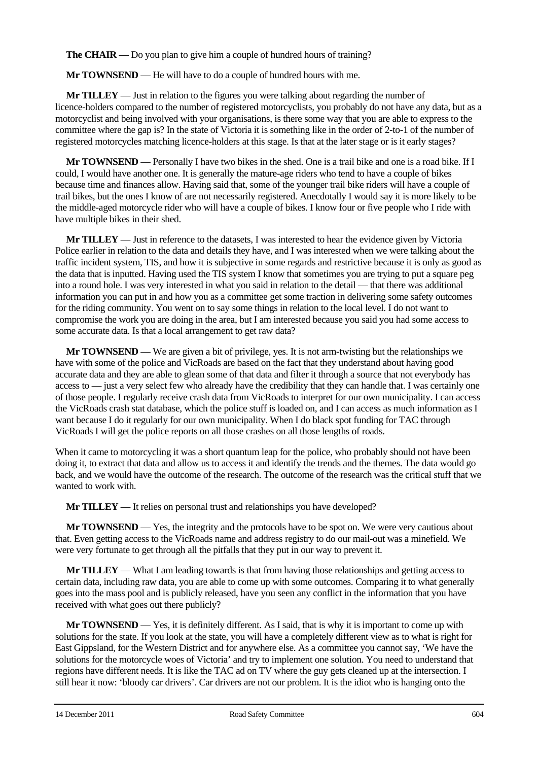**The CHAIR** — Do you plan to give him a couple of hundred hours of training?

**Mr TOWNSEND** — He will have to do a couple of hundred hours with me.

**Mr TILLEY** — Just in relation to the figures you were talking about regarding the number of licence-holders compared to the number of registered motorcyclists, you probably do not have any data, but as a motorcyclist and being involved with your organisations, is there some way that you are able to express to the committee where the gap is? In the state of Victoria it is something like in the order of 2-to-1 of the number of registered motorcycles matching licence-holders at this stage. Is that at the later stage or is it early stages?

**Mr TOWNSEND** — Personally I have two bikes in the shed. One is a trail bike and one is a road bike. If I could, I would have another one. It is generally the mature-age riders who tend to have a couple of bikes because time and finances allow. Having said that, some of the younger trail bike riders will have a couple of trail bikes, but the ones I know of are not necessarily registered. Anecdotally I would say it is more likely to be the middle-aged motorcycle rider who will have a couple of bikes. I know four or five people who I ride with have multiple bikes in their shed.

**Mr TILLEY** — Just in reference to the datasets, I was interested to hear the evidence given by Victoria Police earlier in relation to the data and details they have, and I was interested when we were talking about the traffic incident system, TIS, and how it is subjective in some regards and restrictive because it is only as good as the data that is inputted. Having used the TIS system I know that sometimes you are trying to put a square peg into a round hole. I was very interested in what you said in relation to the detail — that there was additional information you can put in and how you as a committee get some traction in delivering some safety outcomes for the riding community. You went on to say some things in relation to the local level. I do not want to compromise the work you are doing in the area, but I am interested because you said you had some access to some accurate data. Is that a local arrangement to get raw data?

**Mr TOWNSEND** — We are given a bit of privilege, yes. It is not arm-twisting but the relationships we have with some of the police and VicRoads are based on the fact that they understand about having good accurate data and they are able to glean some of that data and filter it through a source that not everybody has access to — just a very select few who already have the credibility that they can handle that. I was certainly one of those people. I regularly receive crash data from VicRoads to interpret for our own municipality. I can access the VicRoads crash stat database, which the police stuff is loaded on, and I can access as much information as I want because I do it regularly for our own municipality. When I do black spot funding for TAC through VicRoads I will get the police reports on all those crashes on all those lengths of roads.

When it came to motorcycling it was a short quantum leap for the police, who probably should not have been doing it, to extract that data and allow us to access it and identify the trends and the themes. The data would go back, and we would have the outcome of the research. The outcome of the research was the critical stuff that we wanted to work with.

**Mr TILLEY** — It relies on personal trust and relationships you have developed?

**Mr TOWNSEND** — Yes, the integrity and the protocols have to be spot on. We were very cautious about that. Even getting access to the VicRoads name and address registry to do our mail-out was a minefield. We were very fortunate to get through all the pitfalls that they put in our way to prevent it.

**Mr TILLEY** — What I am leading towards is that from having those relationships and getting access to certain data, including raw data, you are able to come up with some outcomes. Comparing it to what generally goes into the mass pool and is publicly released, have you seen any conflict in the information that you have received with what goes out there publicly?

**Mr TOWNSEND** — Yes, it is definitely different. As I said, that is why it is important to come up with solutions for the state. If you look at the state, you will have a completely different view as to what is right for East Gippsland, for the Western District and for anywhere else. As a committee you cannot say, 'We have the solutions for the motorcycle woes of Victoria' and try to implement one solution. You need to understand that regions have different needs. It is like the TAC ad on TV where the guy gets cleaned up at the intersection. I still hear it now: 'bloody car drivers'. Car drivers are not our problem. It is the idiot who is hanging onto the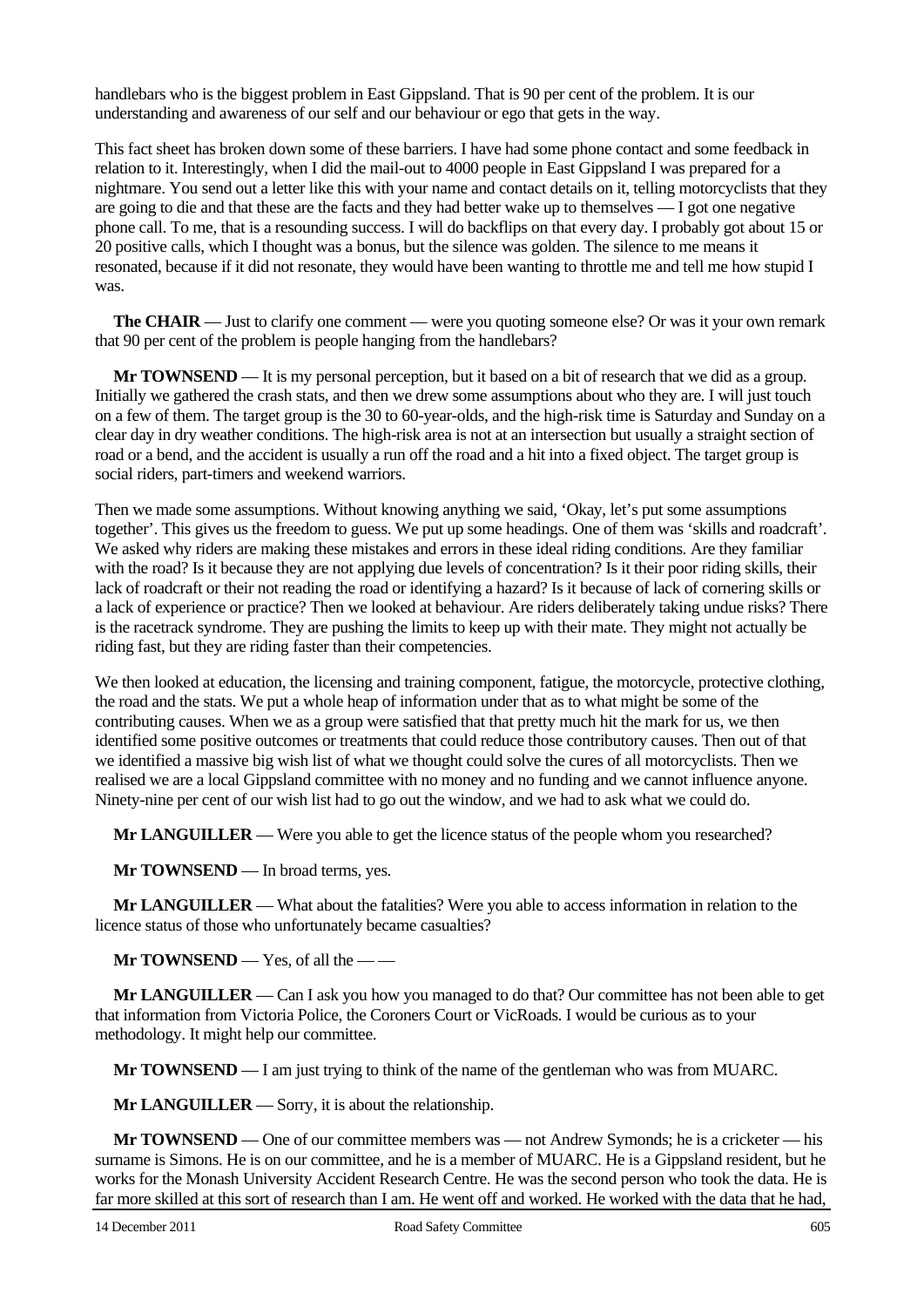handlebars who is the biggest problem in East Gippsland. That is 90 per cent of the problem. It is our understanding and awareness of our self and our behaviour or ego that gets in the way.

This fact sheet has broken down some of these barriers. I have had some phone contact and some feedback in relation to it. Interestingly, when I did the mail-out to 4000 people in East Gippsland I was prepared for a nightmare. You send out a letter like this with your name and contact details on it, telling motorcyclists that they are going to die and that these are the facts and they had better wake up to themselves — I got one negative phone call. To me, that is a resounding success. I will do backflips on that every day. I probably got about 15 or 20 positive calls, which I thought was a bonus, but the silence was golden. The silence to me means it resonated, because if it did not resonate, they would have been wanting to throttle me and tell me how stupid I was.

**The CHAIR** — Just to clarify one comment — were you quoting someone else? Or was it your own remark that 90 per cent of the problem is people hanging from the handlebars?

**Mr TOWNSEND** — It is my personal perception, but it based on a bit of research that we did as a group. Initially we gathered the crash stats, and then we drew some assumptions about who they are. I will just touch on a few of them. The target group is the 30 to 60-year-olds, and the high-risk time is Saturday and Sunday on a clear day in dry weather conditions. The high-risk area is not at an intersection but usually a straight section of road or a bend, and the accident is usually a run off the road and a hit into a fixed object. The target group is social riders, part-timers and weekend warriors.

Then we made some assumptions. Without knowing anything we said, 'Okay, let's put some assumptions together'. This gives us the freedom to guess. We put up some headings. One of them was 'skills and roadcraft'. We asked why riders are making these mistakes and errors in these ideal riding conditions. Are they familiar with the road? Is it because they are not applying due levels of concentration? Is it their poor riding skills, their lack of roadcraft or their not reading the road or identifying a hazard? Is it because of lack of cornering skills or a lack of experience or practice? Then we looked at behaviour. Are riders deliberately taking undue risks? There is the racetrack syndrome. They are pushing the limits to keep up with their mate. They might not actually be riding fast, but they are riding faster than their competencies.

We then looked at education, the licensing and training component, fatigue, the motorcycle, protective clothing, the road and the stats. We put a whole heap of information under that as to what might be some of the contributing causes. When we as a group were satisfied that that pretty much hit the mark for us, we then identified some positive outcomes or treatments that could reduce those contributory causes. Then out of that we identified a massive big wish list of what we thought could solve the cures of all motorcyclists. Then we realised we are a local Gippsland committee with no money and no funding and we cannot influence anyone. Ninety-nine per cent of our wish list had to go out the window, and we had to ask what we could do.

**Mr LANGUILLER** — Were you able to get the licence status of the people whom you researched?

**Mr TOWNSEND** — In broad terms, yes.

**Mr LANGUILLER** — What about the fatalities? Were you able to access information in relation to the licence status of those who unfortunately became casualties?

**Mr TOWNSEND** — Yes, of all the — —

**Mr LANGUILLER** — Can I ask you how you managed to do that? Our committee has not been able to get that information from Victoria Police, the Coroners Court or VicRoads. I would be curious as to your methodology. It might help our committee.

**Mr TOWNSEND** — I am just trying to think of the name of the gentleman who was from MUARC.

**Mr LANGUILLER** — Sorry, it is about the relationship.

**Mr TOWNSEND** — One of our committee members was — not Andrew Symonds; he is a cricketer — his surname is Simons. He is on our committee, and he is a member of MUARC. He is a Gippsland resident, but he works for the Monash University Accident Research Centre. He was the second person who took the data. He is far more skilled at this sort of research than I am. He went off and worked. He worked with the data that he had,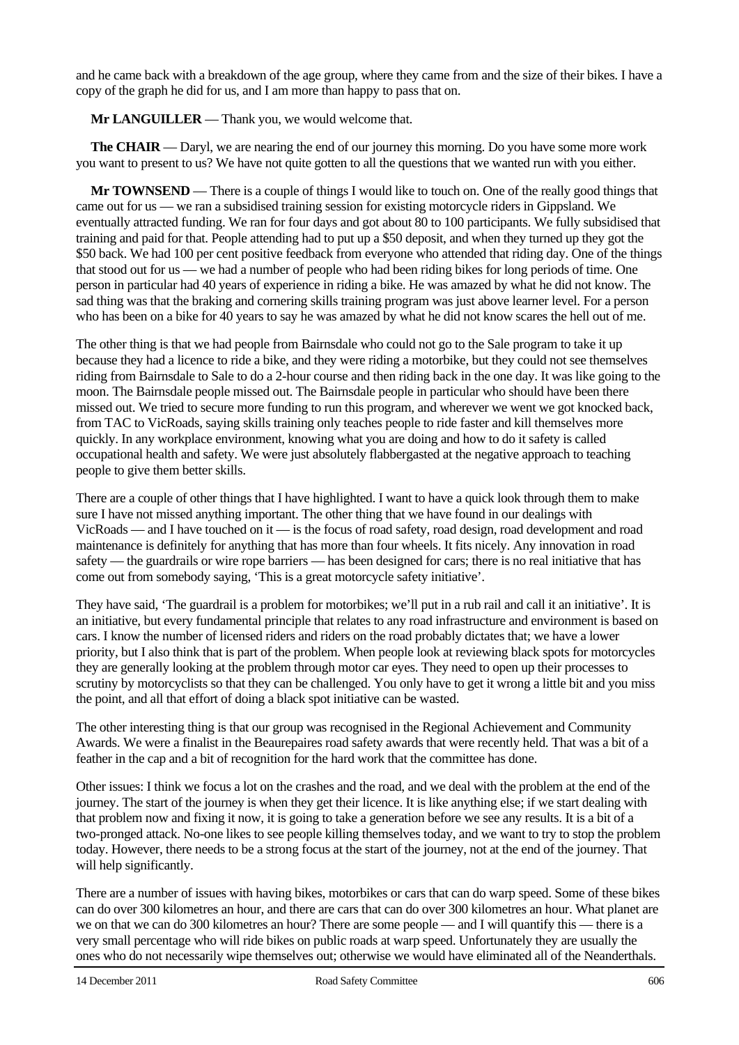and he came back with a breakdown of the age group, where they came from and the size of their bikes. I have a copy of the graph he did for us, and I am more than happy to pass that on.

**Mr LANGUILLER** — Thank you, we would welcome that.

**The CHAIR** — Daryl, we are nearing the end of our journey this morning. Do you have some more work you want to present to us? We have not quite gotten to all the questions that we wanted run with you either.

**Mr TOWNSEND** — There is a couple of things I would like to touch on. One of the really good things that came out for us — we ran a subsidised training session for existing motorcycle riders in Gippsland. We eventually attracted funding. We ran for four days and got about 80 to 100 participants. We fully subsidised that training and paid for that. People attending had to put up a $50 deposit, and when they turned up they got the $50 back. We had 100 per cent positive feedback from everyone who attended that riding day. One of the things that stood out for us — we had a number of people who had been riding bikes for long periods of time. One person in particular had 40 years of experience in riding a bike. He was amazed by what he did not know. The sad thing was that the braking and cornering skills training program was just above learner level. For a person who has been on a bike for 40 years to say he was amazed by what he did not know scares the hell out of me.

The other thing is that we had people from Bairnsdale who could not go to the Sale program to take it up because they had a licence to ride a bike, and they were riding a motorbike, but they could not see themselves riding from Bairnsdale to Sale to do a 2-hour course and then riding back in the one day. It was like going to the moon. The Bairnsdale people missed out. The Bairnsdale people in particular who should have been there missed out. We tried to secure more funding to run this program, and wherever we went we got knocked back, from TAC to VicRoads, saying skills training only teaches people to ride faster and kill themselves more quickly. In any workplace environment, knowing what you are doing and how to do it safety is called occupational health and safety. We were just absolutely flabbergasted at the negative approach to teaching people to give them better skills.

There are a couple of other things that I have highlighted. I want to have a quick look through them to make sure I have not missed anything important. The other thing that we have found in our dealings with VicRoads — and I have touched on it — is the focus of road safety, road design, road development and road maintenance is definitely for anything that has more than four wheels. It fits nicely. Any innovation in road safety — the guardrails or wire rope barriers — has been designed for cars; there is no real initiative that has come out from somebody saying, 'This is a great motorcycle safety initiative'.

They have said, 'The guardrail is a problem for motorbikes; we'll put in a rub rail and call it an initiative'. It is an initiative, but every fundamental principle that relates to any road infrastructure and environment is based on cars. I know the number of licensed riders and riders on the road probably dictates that; we have a lower priority, but I also think that is part of the problem. When people look at reviewing black spots for motorcycles they are generally looking at the problem through motor car eyes. They need to open up their processes to scrutiny by motorcyclists so that they can be challenged. You only have to get it wrong a little bit and you miss the point, and all that effort of doing a black spot initiative can be wasted.

The other interesting thing is that our group was recognised in the Regional Achievement and Community Awards. We were a finalist in the Beaurepaires road safety awards that were recently held. That was a bit of a feather in the cap and a bit of recognition for the hard work that the committee has done.

Other issues: I think we focus a lot on the crashes and the road, and we deal with the problem at the end of the journey. The start of the journey is when they get their licence. It is like anything else; if we start dealing with that problem now and fixing it now, it is going to take a generation before we see any results. It is a bit of a two-pronged attack. No-one likes to see people killing themselves today, and we want to try to stop the problem today. However, there needs to be a strong focus at the start of the journey, not at the end of the journey. That will help significantly.

There are a number of issues with having bikes, motorbikes or cars that can do warp speed. Some of these bikes can do over 300 kilometres an hour, and there are cars that can do over 300 kilometres an hour. What planet are we on that we can do 300 kilometres an hour? There are some people — and I will quantify this — there is a very small percentage who will ride bikes on public roads at warp speed. Unfortunately they are usually the ones who do not necessarily wipe themselves out; otherwise we would have eliminated all of the Neanderthals.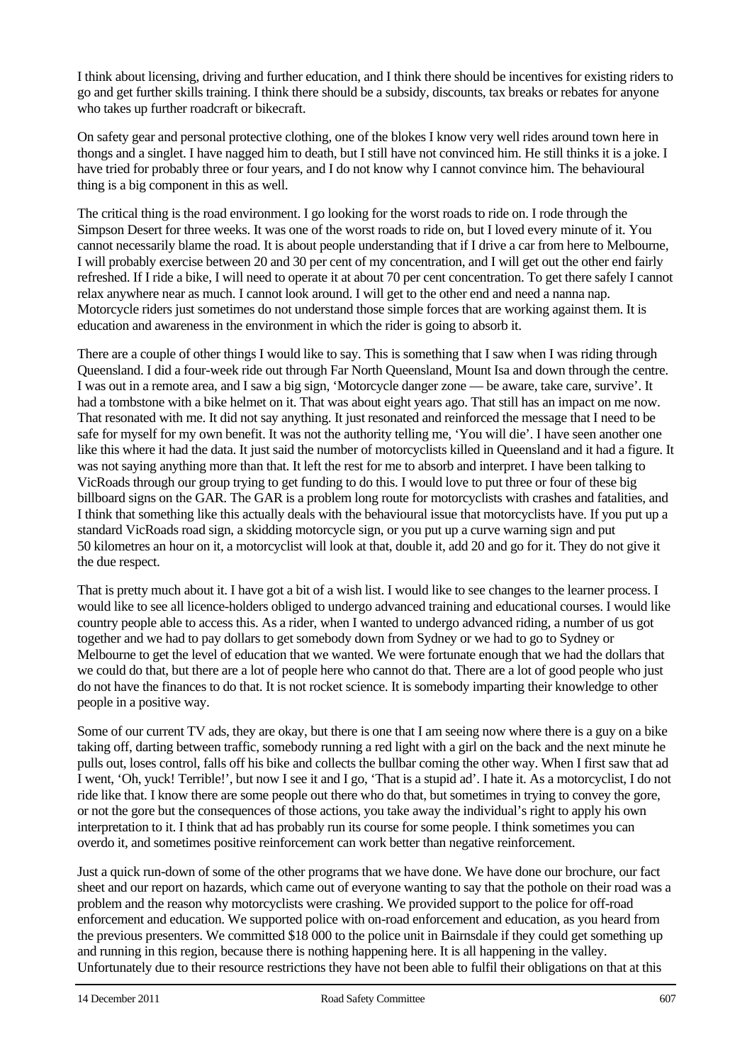I think about licensing, driving and further education, and I think there should be incentives for existing riders to go and get further skills training. I think there should be a subsidy, discounts, tax breaks or rebates for anyone who takes up further roadcraft or bikecraft.

On safety gear and personal protective clothing, one of the blokes I know very well rides around town here in thongs and a singlet. I have nagged him to death, but I still have not convinced him. He still thinks it is a joke. I have tried for probably three or four years, and I do not know why I cannot convince him. The behavioural thing is a big component in this as well.

The critical thing is the road environment. I go looking for the worst roads to ride on. I rode through the Simpson Desert for three weeks. It was one of the worst roads to ride on, but I loved every minute of it. You cannot necessarily blame the road. It is about people understanding that if I drive a car from here to Melbourne, I will probably exercise between 20 and 30 per cent of my concentration, and I will get out the other end fairly refreshed. If I ride a bike, I will need to operate it at about 70 per cent concentration. To get there safely I cannot relax anywhere near as much. I cannot look around. I will get to the other end and need a nanna nap. Motorcycle riders just sometimes do not understand those simple forces that are working against them. It is education and awareness in the environment in which the rider is going to absorb it.

There are a couple of other things I would like to say. This is something that I saw when I was riding through Queensland. I did a four-week ride out through Far North Queensland, Mount Isa and down through the centre. I was out in a remote area, and I saw a big sign, 'Motorcycle danger zone — be aware, take care, survive'. It had a tombstone with a bike helmet on it. That was about eight years ago. That still has an impact on me now. That resonated with me. It did not say anything. It just resonated and reinforced the message that I need to be safe for myself for my own benefit. It was not the authority telling me, 'You will die'. I have seen another one like this where it had the data. It just said the number of motorcyclists killed in Queensland and it had a figure. It was not saying anything more than that. It left the rest for me to absorb and interpret. I have been talking to VicRoads through our group trying to get funding to do this. I would love to put three or four of these big billboard signs on the GAR. The GAR is a problem long route for motorcyclists with crashes and fatalities, and I think that something like this actually deals with the behavioural issue that motorcyclists have. If you put up a standard VicRoads road sign, a skidding motorcycle sign, or you put up a curve warning sign and put 50 kilometres an hour on it, a motorcyclist will look at that, double it, add 20 and go for it. They do not give it the due respect.

That is pretty much about it. I have got a bit of a wish list. I would like to see changes to the learner process. I would like to see all licence-holders obliged to undergo advanced training and educational courses. I would like country people able to access this. As a rider, when I wanted to undergo advanced riding, a number of us got together and we had to pay dollars to get somebody down from Sydney or we had to go to Sydney or Melbourne to get the level of education that we wanted. We were fortunate enough that we had the dollars that we could do that, but there are a lot of people here who cannot do that. There are a lot of good people who just do not have the finances to do that. It is not rocket science. It is somebody imparting their knowledge to other people in a positive way.

Some of our current TV ads, they are okay, but there is one that I am seeing now where there is a guy on a bike taking off, darting between traffic, somebody running a red light with a girl on the back and the next minute he pulls out, loses control, falls off his bike and collects the bullbar coming the other way. When I first saw that ad I went, 'Oh, yuck! Terrible!', but now I see it and I go, 'That is a stupid ad'. I hate it. As a motorcyclist, I do not ride like that. I know there are some people out there who do that, but sometimes in trying to convey the gore, or not the gore but the consequences of those actions, you take away the individual's right to apply his own interpretation to it. I think that ad has probably run its course for some people. I think sometimes you can overdo it, and sometimes positive reinforcement can work better than negative reinforcement.

Just a quick run-down of some of the other programs that we have done. We have done our brochure, our fact sheet and our report on hazards, which came out of everyone wanting to say that the pothole on their road was a problem and the reason why motorcyclists were crashing. We provided support to the police for off-road enforcement and education. We supported police with on-road enforcement and education, as you heard from the previous presenters. We committed $18 000 to the police unit in Bairnsdale if they could get something up and running in this region, because there is nothing happening here. It is all happening in the valley. Unfortunately due to their resource restrictions they have not been able to fulfil their obligations on that at this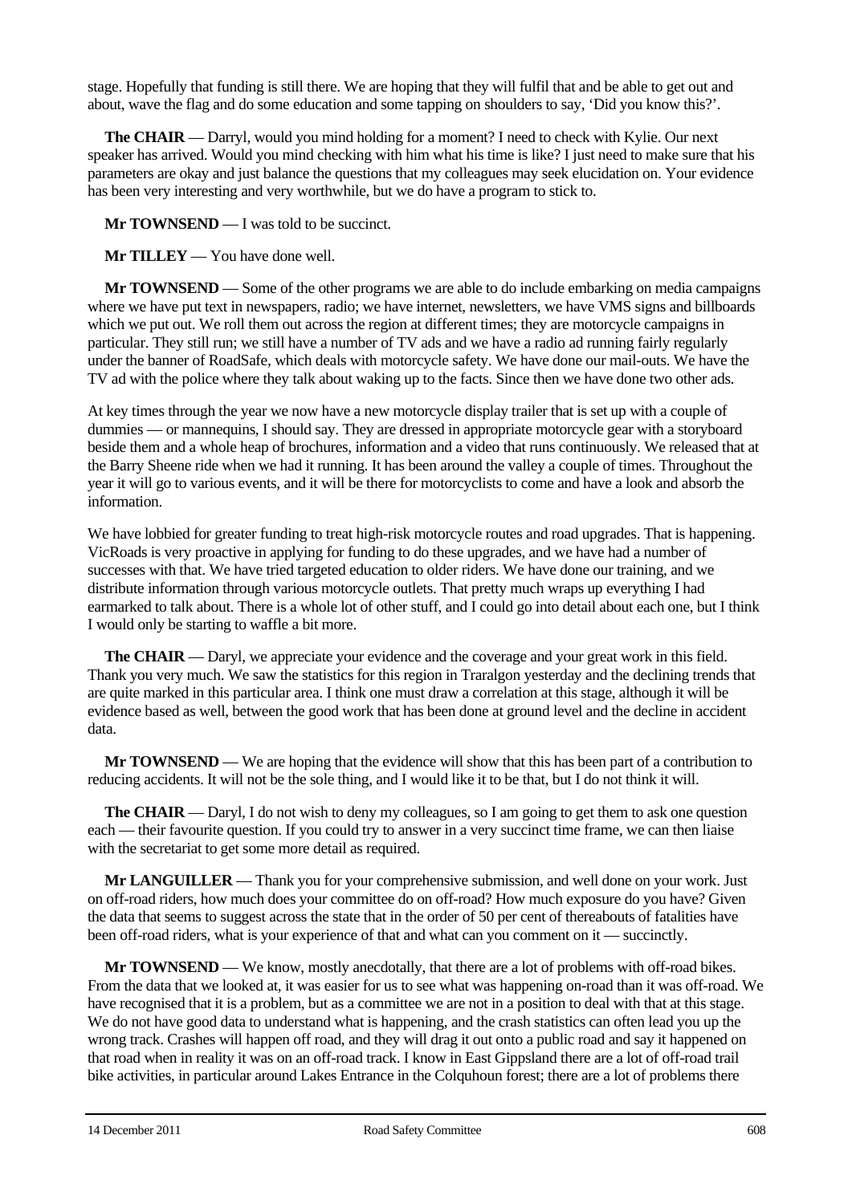stage. Hopefully that funding is still there. We are hoping that they will fulfil that and be able to get out and about, wave the flag and do some education and some tapping on shoulders to say, 'Did you know this?'.

**The CHAIR** — Darryl, would you mind holding for a moment? I need to check with Kylie. Our next speaker has arrived. Would you mind checking with him what his time is like? I just need to make sure that his parameters are okay and just balance the questions that my colleagues may seek elucidation on. Your evidence has been very interesting and very worthwhile, but we do have a program to stick to.

**Mr TOWNSEND** — I was told to be succinct.

**Mr TILLEY** — You have done well.

**Mr TOWNSEND** — Some of the other programs we are able to do include embarking on media campaigns where we have put text in newspapers, radio; we have internet, newsletters, we have VMS signs and billboards which we put out. We roll them out across the region at different times; they are motorcycle campaigns in particular. They still run; we still have a number of TV ads and we have a radio ad running fairly regularly under the banner of RoadSafe, which deals with motorcycle safety. We have done our mail-outs. We have the TV ad with the police where they talk about waking up to the facts. Since then we have done two other ads.

At key times through the year we now have a new motorcycle display trailer that is set up with a couple of dummies — or mannequins, I should say. They are dressed in appropriate motorcycle gear with a storyboard beside them and a whole heap of brochures, information and a video that runs continuously. We released that at the Barry Sheene ride when we had it running. It has been around the valley a couple of times. Throughout the year it will go to various events, and it will be there for motorcyclists to come and have a look and absorb the information.

We have lobbied for greater funding to treat high-risk motorcycle routes and road upgrades. That is happening. VicRoads is very proactive in applying for funding to do these upgrades, and we have had a number of successes with that. We have tried targeted education to older riders. We have done our training, and we distribute information through various motorcycle outlets. That pretty much wraps up everything I had earmarked to talk about. There is a whole lot of other stuff, and I could go into detail about each one, but I think I would only be starting to waffle a bit more.

**The CHAIR** — Daryl, we appreciate your evidence and the coverage and your great work in this field. Thank you very much. We saw the statistics for this region in Traralgon yesterday and the declining trends that are quite marked in this particular area. I think one must draw a correlation at this stage, although it will be evidence based as well, between the good work that has been done at ground level and the decline in accident data.

**Mr TOWNSEND** — We are hoping that the evidence will show that this has been part of a contribution to reducing accidents. It will not be the sole thing, and I would like it to be that, but I do not think it will.

**The CHAIR** — Daryl, I do not wish to deny my colleagues, so I am going to get them to ask one question each — their favourite question. If you could try to answer in a very succinct time frame, we can then liaise with the secretariat to get some more detail as required.

**Mr LANGUILLER** — Thank you for your comprehensive submission, and well done on your work. Just on off-road riders, how much does your committee do on off-road? How much exposure do you have? Given the data that seems to suggest across the state that in the order of 50 per cent of thereabouts of fatalities have been off-road riders, what is your experience of that and what can you comment on it — succinctly.

**Mr TOWNSEND** — We know, mostly anecdotally, that there are a lot of problems with off-road bikes. From the data that we looked at, it was easier for us to see what was happening on-road than it was off-road. We have recognised that it is a problem, but as a committee we are not in a position to deal with that at this stage. We do not have good data to understand what is happening, and the crash statistics can often lead you up the wrong track. Crashes will happen off road, and they will drag it out onto a public road and say it happened on that road when in reality it was on an off-road track. I know in East Gippsland there are a lot of off-road trail bike activities, in particular around Lakes Entrance in the Colquhoun forest; there are a lot of problems there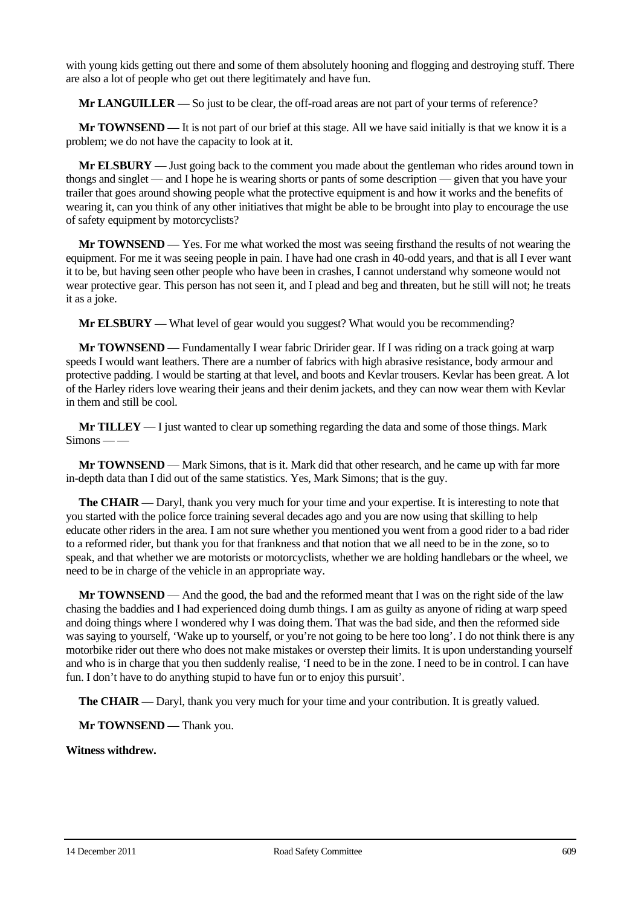with young kids getting out there and some of them absolutely hooning and flogging and destroying stuff. There are also a lot of people who get out there legitimately and have fun.

**Mr LANGUILLER** — So just to be clear, the off-road areas are not part of your terms of reference?

**Mr TOWNSEND** — It is not part of our brief at this stage. All we have said initially is that we know it is a problem; we do not have the capacity to look at it.

**Mr ELSBURY** — Just going back to the comment you made about the gentleman who rides around town in thongs and singlet — and I hope he is wearing shorts or pants of some description — given that you have your trailer that goes around showing people what the protective equipment is and how it works and the benefits of wearing it, can you think of any other initiatives that might be able to be brought into play to encourage the use of safety equipment by motorcyclists?

**Mr TOWNSEND** — Yes. For me what worked the most was seeing firsthand the results of not wearing the equipment. For me it was seeing people in pain. I have had one crash in 40-odd years, and that is all I ever want it to be, but having seen other people who have been in crashes, I cannot understand why someone would not wear protective gear. This person has not seen it, and I plead and beg and threaten, but he still will not; he treats it as a joke.

**Mr ELSBURY** — What level of gear would you suggest? What would you be recommending?

**Mr TOWNSEND** — Fundamentally I wear fabric Dririder gear. If I was riding on a track going at warp speeds I would want leathers. There are a number of fabrics with high abrasive resistance, body armour and protective padding. I would be starting at that level, and boots and Kevlar trousers. Kevlar has been great. A lot of the Harley riders love wearing their jeans and their denim jackets, and they can now wear them with Kevlar in them and still be cool.

**Mr TILLEY** — I just wanted to clear up something regarding the data and some of those things. Mark Simons — —

**Mr TOWNSEND** — Mark Simons, that is it. Mark did that other research, and he came up with far more in-depth data than I did out of the same statistics. Yes, Mark Simons; that is the guy.

**The CHAIR** — Daryl, thank you very much for your time and your expertise. It is interesting to note that you started with the police force training several decades ago and you are now using that skilling to help educate other riders in the area. I am not sure whether you mentioned you went from a good rider to a bad rider to a reformed rider, but thank you for that frankness and that notion that we all need to be in the zone, so to speak, and that whether we are motorists or motorcyclists, whether we are holding handlebars or the wheel, we need to be in charge of the vehicle in an appropriate way.

**Mr TOWNSEND** — And the good, the bad and the reformed meant that I was on the right side of the law chasing the baddies and I had experienced doing dumb things. I am as guilty as anyone of riding at warp speed and doing things where I wondered why I was doing them. That was the bad side, and then the reformed side was saying to yourself, 'Wake up to yourself, or you're not going to be here too long'. I do not think there is any motorbike rider out there who does not make mistakes or overstep their limits. It is upon understanding yourself and who is in charge that you then suddenly realise, 'I need to be in the zone. I need to be in control. I can have fun. I don't have to do anything stupid to have fun or to enjoy this pursuit'.

**The CHAIR** — Daryl, thank you very much for your time and your contribution. It is greatly valued.

**Mr TOWNSEND** — Thank you.

**Witness withdrew.**